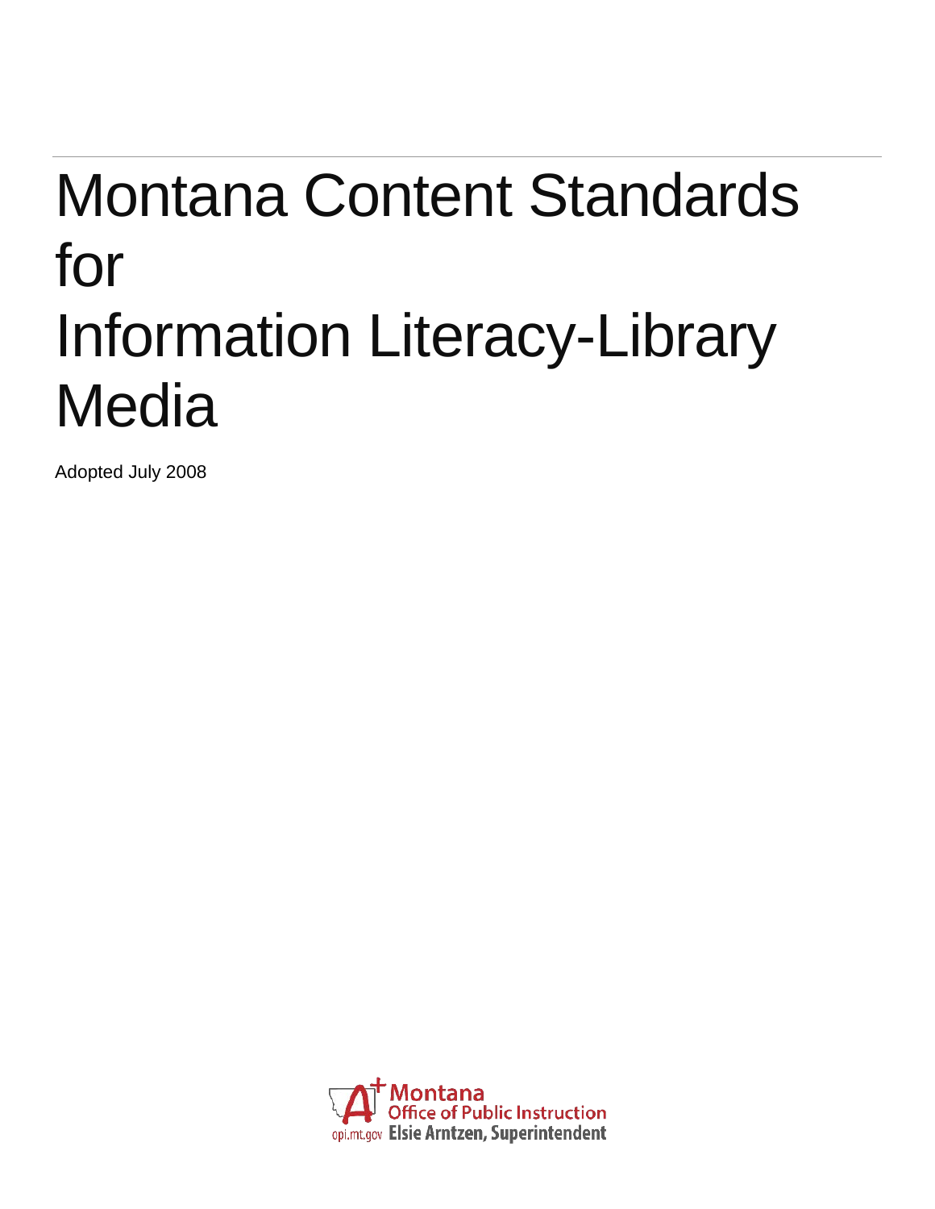# Montana Content Standards for Information Literacy-Library Media

Adopted July 2008

Montana
Office of Public Instruction
opi.mt.gov Elsie Arntzen, Superintendent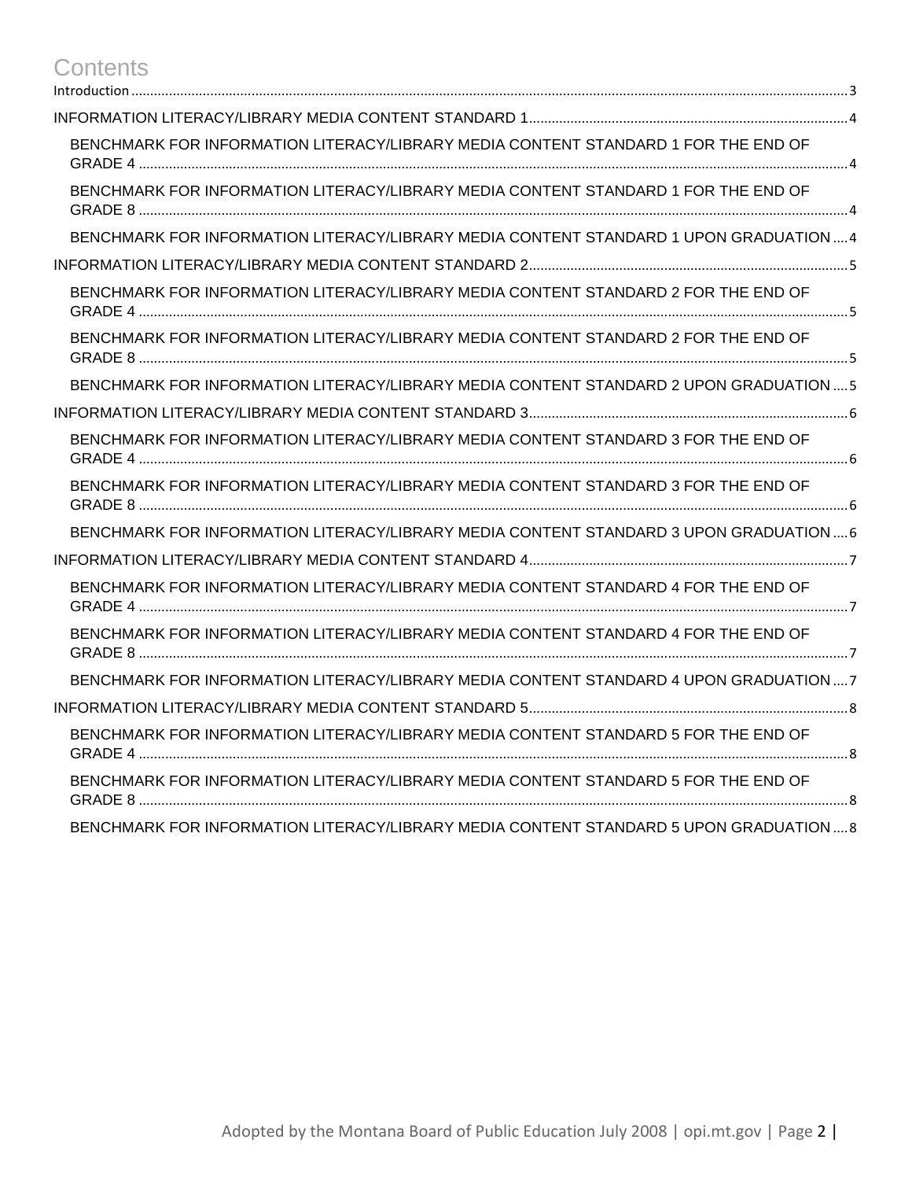# Contents

Introduction .......... 3

INFORMATION LITERACY/LIBRARY MEDIA CONTENT STANDARD 1 .......... 4

- BENCHMARK FOR INFORMATION LITERACY/LIBRARY MEDIA CONTENT STANDARD 1 FOR THE END OF GRADE 4 .......... 4
- BENCHMARK FOR INFORMATION LITERACY/LIBRARY MEDIA CONTENT STANDARD 1 FOR THE END OF GRADE 8 .......... 4
- BENCHMARK FOR INFORMATION LITERACY/LIBRARY MEDIA CONTENT STANDARD 1 UPON GRADUATION .......... 4

INFORMATION LITERACY/LIBRARY MEDIA CONTENT STANDARD 2 .......... 5

- BENCHMARK FOR INFORMATION LITERACY/LIBRARY MEDIA CONTENT STANDARD 2 FOR THE END OF GRADE 4 .......... 5
- BENCHMARK FOR INFORMATION LITERACY/LIBRARY MEDIA CONTENT STANDARD 2 FOR THE END OF GRADE 8 .......... 5
- BENCHMARK FOR INFORMATION LITERACY/LIBRARY MEDIA CONTENT STANDARD 2 UPON GRADUATION .......... 5

INFORMATION LITERACY/LIBRARY MEDIA CONTENT STANDARD 3 .......... 6

- BENCHMARK FOR INFORMATION LITERACY/LIBRARY MEDIA CONTENT STANDARD 3 FOR THE END OF GRADE 4 .......... 6
- BENCHMARK FOR INFORMATION LITERACY/LIBRARY MEDIA CONTENT STANDARD 3 FOR THE END OF GRADE 8 .......... 6
- BENCHMARK FOR INFORMATION LITERACY/LIBRARY MEDIA CONTENT STANDARD 3 UPON GRADUATION .......... 6

INFORMATION LITERACY/LIBRARY MEDIA CONTENT STANDARD 4 .......... 7

- BENCHMARK FOR INFORMATION LITERACY/LIBRARY MEDIA CONTENT STANDARD 4 FOR THE END OF GRADE 4 .......... 7
- BENCHMARK FOR INFORMATION LITERACY/LIBRARY MEDIA CONTENT STANDARD 4 FOR THE END OF GRADE 8 .......... 7
- BENCHMARK FOR INFORMATION LITERACY/LIBRARY MEDIA CONTENT STANDARD 4 UPON GRADUATION .......... 7

INFORMATION LITERACY/LIBRARY MEDIA CONTENT STANDARD 5 .......... 8

- BENCHMARK FOR INFORMATION LITERACY/LIBRARY MEDIA CONTENT STANDARD 5 FOR THE END OF GRADE 4 .......... 8
- BENCHMARK FOR INFORMATION LITERACY/LIBRARY MEDIA CONTENT STANDARD 5 FOR THE END OF GRADE 8 .......... 8
- BENCHMARK FOR INFORMATION LITERACY/LIBRARY MEDIA CONTENT STANDARD 5 UPON GRADUATION .......... 8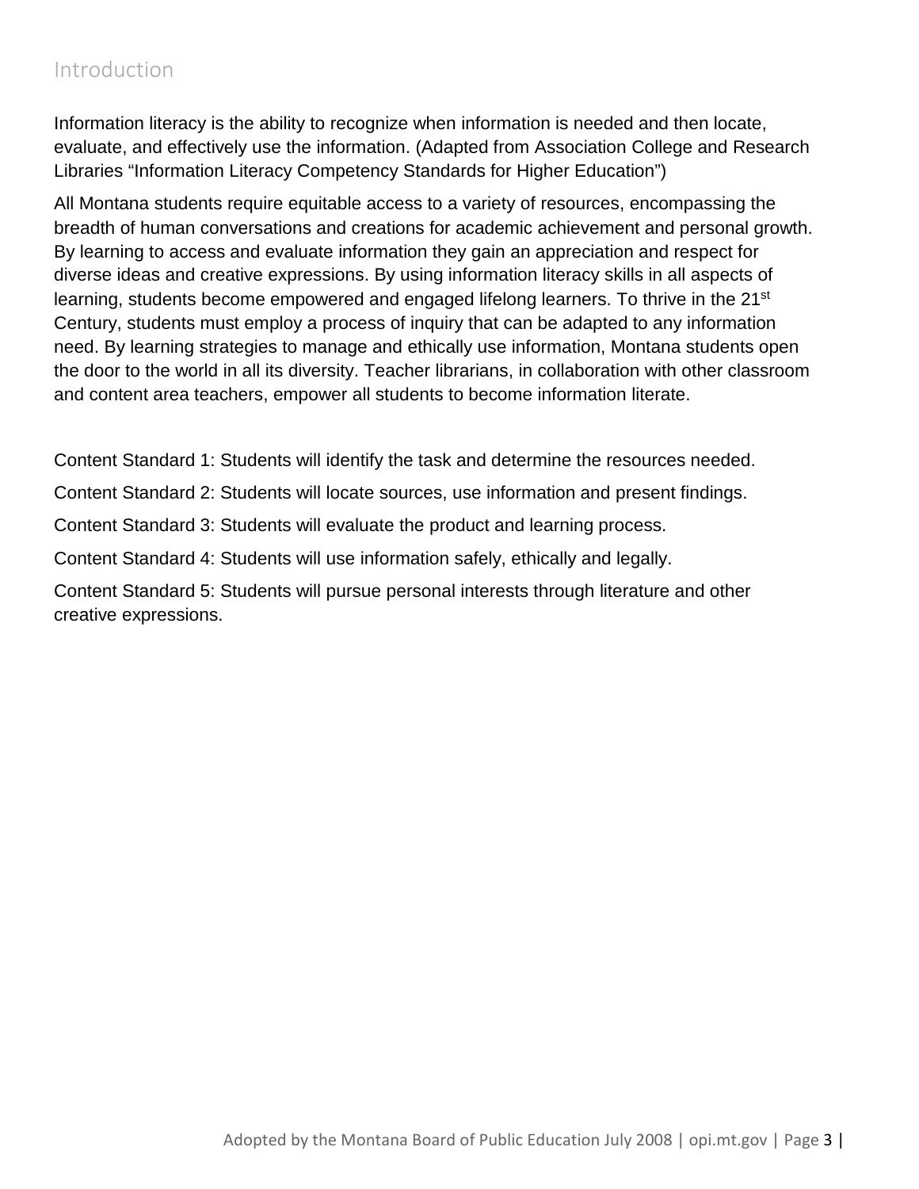## Introduction

Information literacy is the ability to recognize when information is needed and then locate, evaluate, and effectively use the information. (Adapted from Association College and Research Libraries "Information Literacy Competency Standards for Higher Education")

All Montana students require equitable access to a variety of resources, encompassing the breadth of human conversations and creations for academic achievement and personal growth. By learning to access and evaluate information they gain an appreciation and respect for diverse ideas and creative expressions. By using information literacy skills in all aspects of learning, students become empowered and engaged lifelong learners. To thrive in the 21st Century, students must employ a process of inquiry that can be adapted to any information need. By learning strategies to manage and ethically use information, Montana students open the door to the world in all its diversity. Teacher librarians, in collaboration with other classroom and content area teachers, empower all students to become information literate.

Content Standard 1: Students will identify the task and determine the resources needed.

Content Standard 2: Students will locate sources, use information and present findings.

Content Standard 3: Students will evaluate the product and learning process.

Content Standard 4: Students will use information safely, ethically and legally.

Content Standard 5: Students will pursue personal interests through literature and other creative expressions.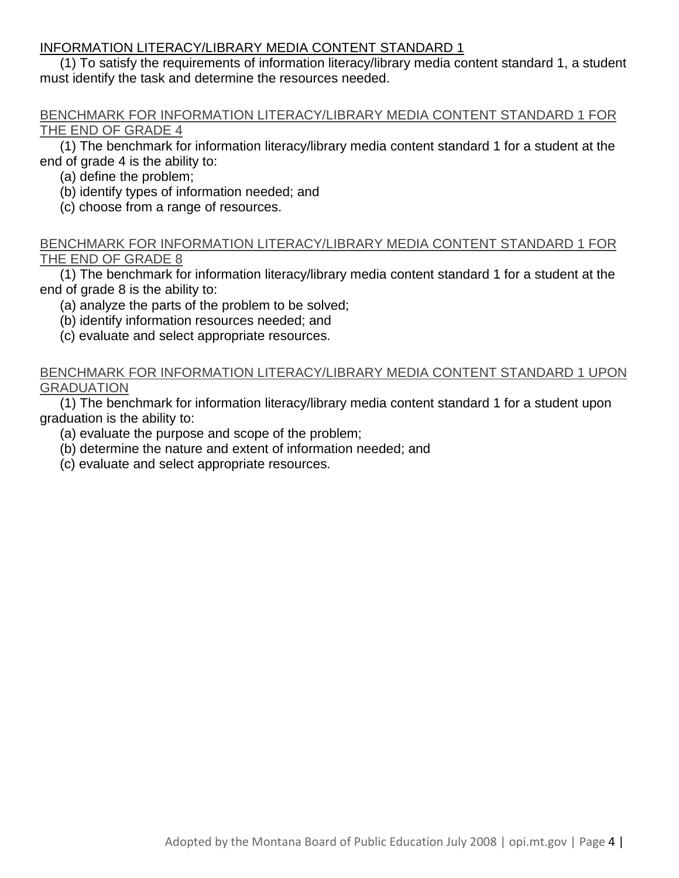## INFORMATION LITERACY/LIBRARY MEDIA CONTENT STANDARD 1

(1) To satisfy the requirements of information literacy/library media content standard 1, a student must identify the task and determine the resources needed.

### BENCHMARK FOR INFORMATION LITERACY/LIBRARY MEDIA CONTENT STANDARD 1 FOR THE END OF GRADE 4

(1) The benchmark for information literacy/library media content standard 1 for a student at the end of grade 4 is the ability to:

(a) define the problem;

(b) identify types of information needed; and

(c) choose from a range of resources.

### BENCHMARK FOR INFORMATION LITERACY/LIBRARY MEDIA CONTENT STANDARD 1 FOR THE END OF GRADE 8

(1) The benchmark for information literacy/library media content standard 1 for a student at the end of grade 8 is the ability to:

(a) analyze the parts of the problem to be solved;

(b) identify information resources needed; and

(c) evaluate and select appropriate resources.

### BENCHMARK FOR INFORMATION LITERACY/LIBRARY MEDIA CONTENT STANDARD 1 UPON GRADUATION

(1) The benchmark for information literacy/library media content standard 1 for a student upon graduation is the ability to:

(a) evaluate the purpose and scope of the problem;

(b) determine the nature and extent of information needed; and

(c) evaluate and select appropriate resources.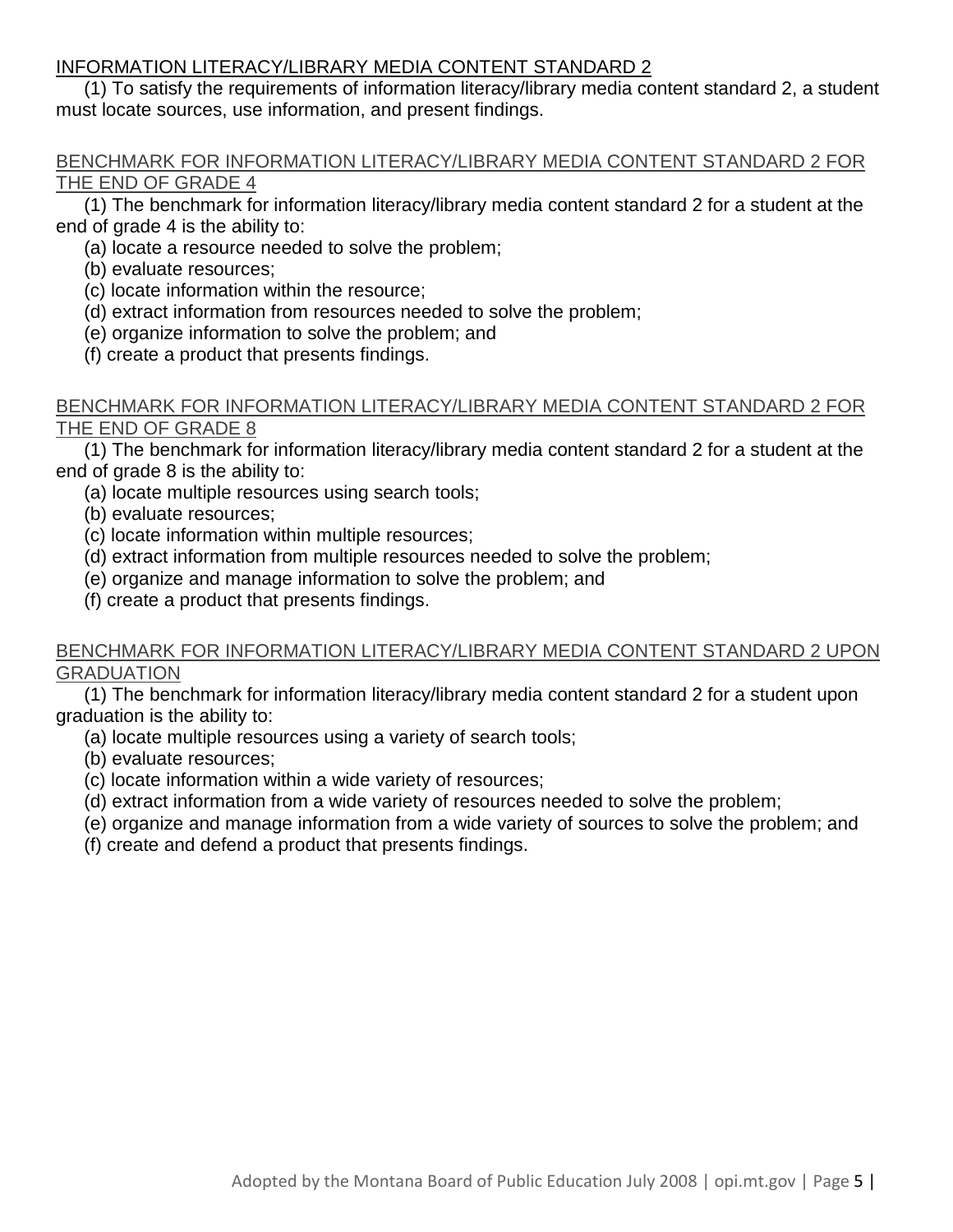## INFORMATION LITERACY/LIBRARY MEDIA CONTENT STANDARD 2

(1) To satisfy the requirements of information literacy/library media content standard 2, a student must locate sources, use information, and present findings.

### BENCHMARK FOR INFORMATION LITERACY/LIBRARY MEDIA CONTENT STANDARD 2 FOR THE END OF GRADE 4

(1) The benchmark for information literacy/library media content standard 2 for a student at the end of grade 4 is the ability to:

(a) locate a resource needed to solve the problem;
(b) evaluate resources;
(c) locate information within the resource;
(d) extract information from resources needed to solve the problem;
(e) organize information to solve the problem; and
(f) create a product that presents findings.

### BENCHMARK FOR INFORMATION LITERACY/LIBRARY MEDIA CONTENT STANDARD 2 FOR THE END OF GRADE 8

(1) The benchmark for information literacy/library media content standard 2 for a student at the end of grade 8 is the ability to:

(a) locate multiple resources using search tools;
(b) evaluate resources;
(c) locate information within multiple resources;
(d) extract information from multiple resources needed to solve the problem;
(e) organize and manage information to solve the problem; and
(f) create a product that presents findings.

### BENCHMARK FOR INFORMATION LITERACY/LIBRARY MEDIA CONTENT STANDARD 2 UPON GRADUATION

(1) The benchmark for information literacy/library media content standard 2 for a student upon graduation is the ability to:

(a) locate multiple resources using a variety of search tools;
(b) evaluate resources;
(c) locate information within a wide variety of resources;
(d) extract information from a wide variety of resources needed to solve the problem;
(e) organize and manage information from a wide variety of sources to solve the problem; and
(f) create and defend a product that presents findings.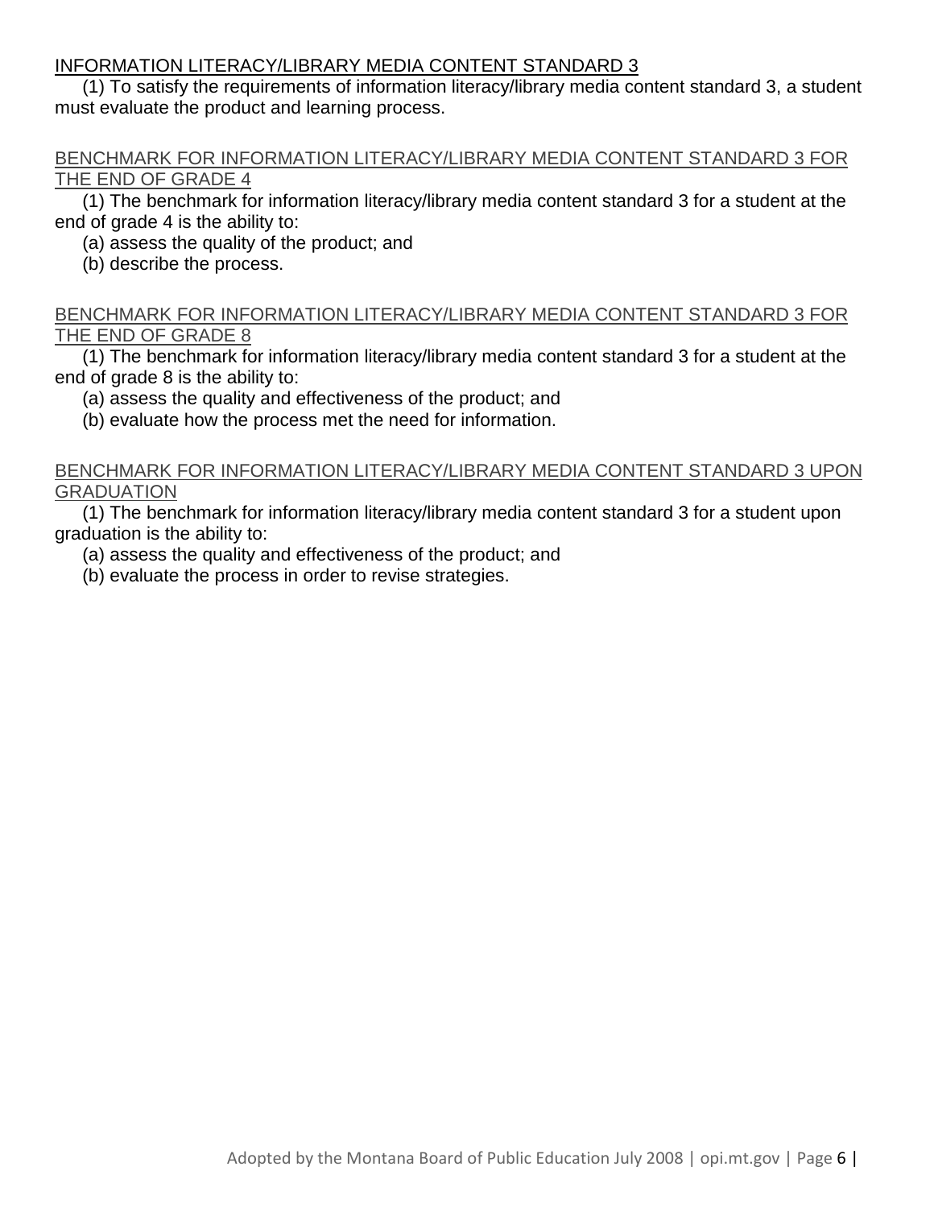## INFORMATION LITERACY/LIBRARY MEDIA CONTENT STANDARD 3

(1) To satisfy the requirements of information literacy/library media content standard 3, a student must evaluate the product and learning process.

### BENCHMARK FOR INFORMATION LITERACY/LIBRARY MEDIA CONTENT STANDARD 3 FOR THE END OF GRADE 4

(1) The benchmark for information literacy/library media content standard 3 for a student at the end of grade 4 is the ability to:

(a) assess the quality of the product; and

(b) describe the process.

### BENCHMARK FOR INFORMATION LITERACY/LIBRARY MEDIA CONTENT STANDARD 3 FOR THE END OF GRADE 8

(1) The benchmark for information literacy/library media content standard 3 for a student at the end of grade 8 is the ability to:

(a) assess the quality and effectiveness of the product; and

(b) evaluate how the process met the need for information.

### BENCHMARK FOR INFORMATION LITERACY/LIBRARY MEDIA CONTENT STANDARD 3 UPON GRADUATION

(1) The benchmark for information literacy/library media content standard 3 for a student upon graduation is the ability to:

(a) assess the quality and effectiveness of the product; and

(b) evaluate the process in order to revise strategies.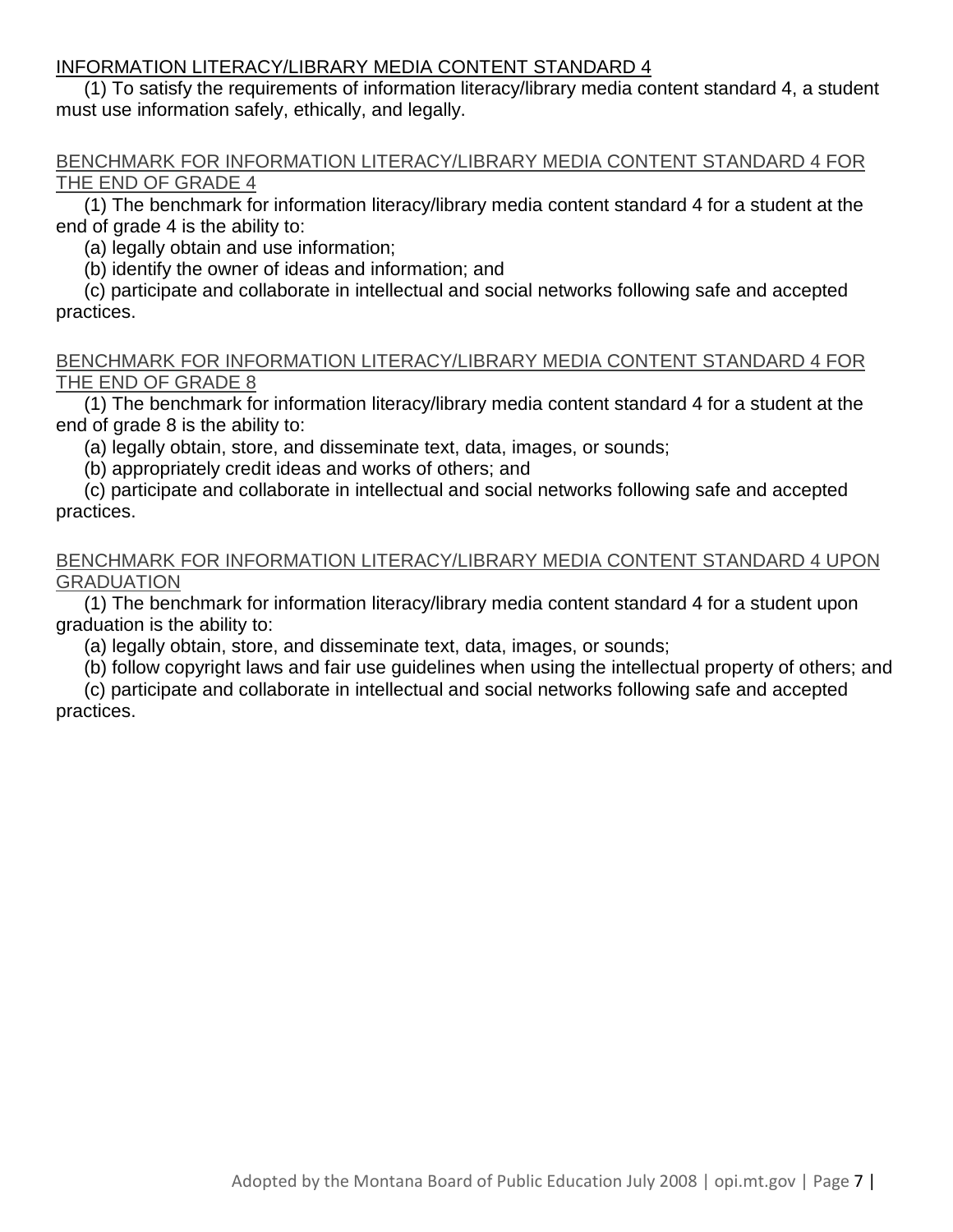## INFORMATION LITERACY/LIBRARY MEDIA CONTENT STANDARD 4

(1) To satisfy the requirements of information literacy/library media content standard 4, a student must use information safely, ethically, and legally.

### BENCHMARK FOR INFORMATION LITERACY/LIBRARY MEDIA CONTENT STANDARD 4 FOR THE END OF GRADE 4

(1) The benchmark for information literacy/library media content standard 4 for a student at the end of grade 4 is the ability to:

(a) legally obtain and use information;

(b) identify the owner of ideas and information; and

(c) participate and collaborate in intellectual and social networks following safe and accepted practices.

### BENCHMARK FOR INFORMATION LITERACY/LIBRARY MEDIA CONTENT STANDARD 4 FOR THE END OF GRADE 8

(1) The benchmark for information literacy/library media content standard 4 for a student at the end of grade 8 is the ability to:

(a) legally obtain, store, and disseminate text, data, images, or sounds;

(b) appropriately credit ideas and works of others; and

(c) participate and collaborate in intellectual and social networks following safe and accepted practices.

### BENCHMARK FOR INFORMATION LITERACY/LIBRARY MEDIA CONTENT STANDARD 4 UPON GRADUATION

(1) The benchmark for information literacy/library media content standard 4 for a student upon graduation is the ability to:

(a) legally obtain, store, and disseminate text, data, images, or sounds;

(b) follow copyright laws and fair use guidelines when using the intellectual property of others; and

(c) participate and collaborate in intellectual and social networks following safe and accepted practices.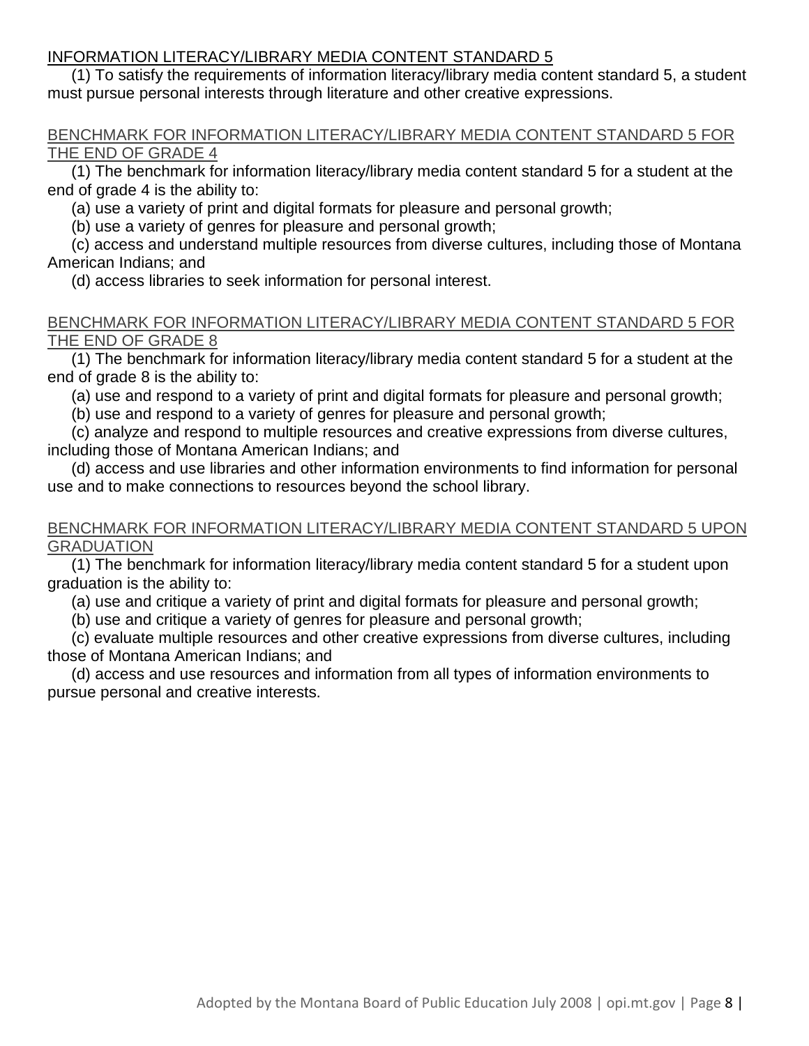## INFORMATION LITERACY/LIBRARY MEDIA CONTENT STANDARD 5

(1) To satisfy the requirements of information literacy/library media content standard 5, a student must pursue personal interests through literature and other creative expressions.

### BENCHMARK FOR INFORMATION LITERACY/LIBRARY MEDIA CONTENT STANDARD 5 FOR THE END OF GRADE 4

(1) The benchmark for information literacy/library media content standard 5 for a student at the end of grade 4 is the ability to:

(a) use a variety of print and digital formats for pleasure and personal growth;

(b) use a variety of genres for pleasure and personal growth;

(c) access and understand multiple resources from diverse cultures, including those of Montana American Indians; and

(d) access libraries to seek information for personal interest.

### BENCHMARK FOR INFORMATION LITERACY/LIBRARY MEDIA CONTENT STANDARD 5 FOR THE END OF GRADE 8

(1) The benchmark for information literacy/library media content standard 5 for a student at the end of grade 8 is the ability to:

(a) use and respond to a variety of print and digital formats for pleasure and personal growth;

(b) use and respond to a variety of genres for pleasure and personal growth;

(c) analyze and respond to multiple resources and creative expressions from diverse cultures, including those of Montana American Indians; and

(d) access and use libraries and other information environments to find information for personal use and to make connections to resources beyond the school library.

### BENCHMARK FOR INFORMATION LITERACY/LIBRARY MEDIA CONTENT STANDARD 5 UPON GRADUATION

(1) The benchmark for information literacy/library media content standard 5 for a student upon graduation is the ability to:

(a) use and critique a variety of print and digital formats for pleasure and personal growth;

(b) use and critique a variety of genres for pleasure and personal growth;

(c) evaluate multiple resources and other creative expressions from diverse cultures, including those of Montana American Indians; and

(d) access and use resources and information from all types of information environments to pursue personal and creative interests.